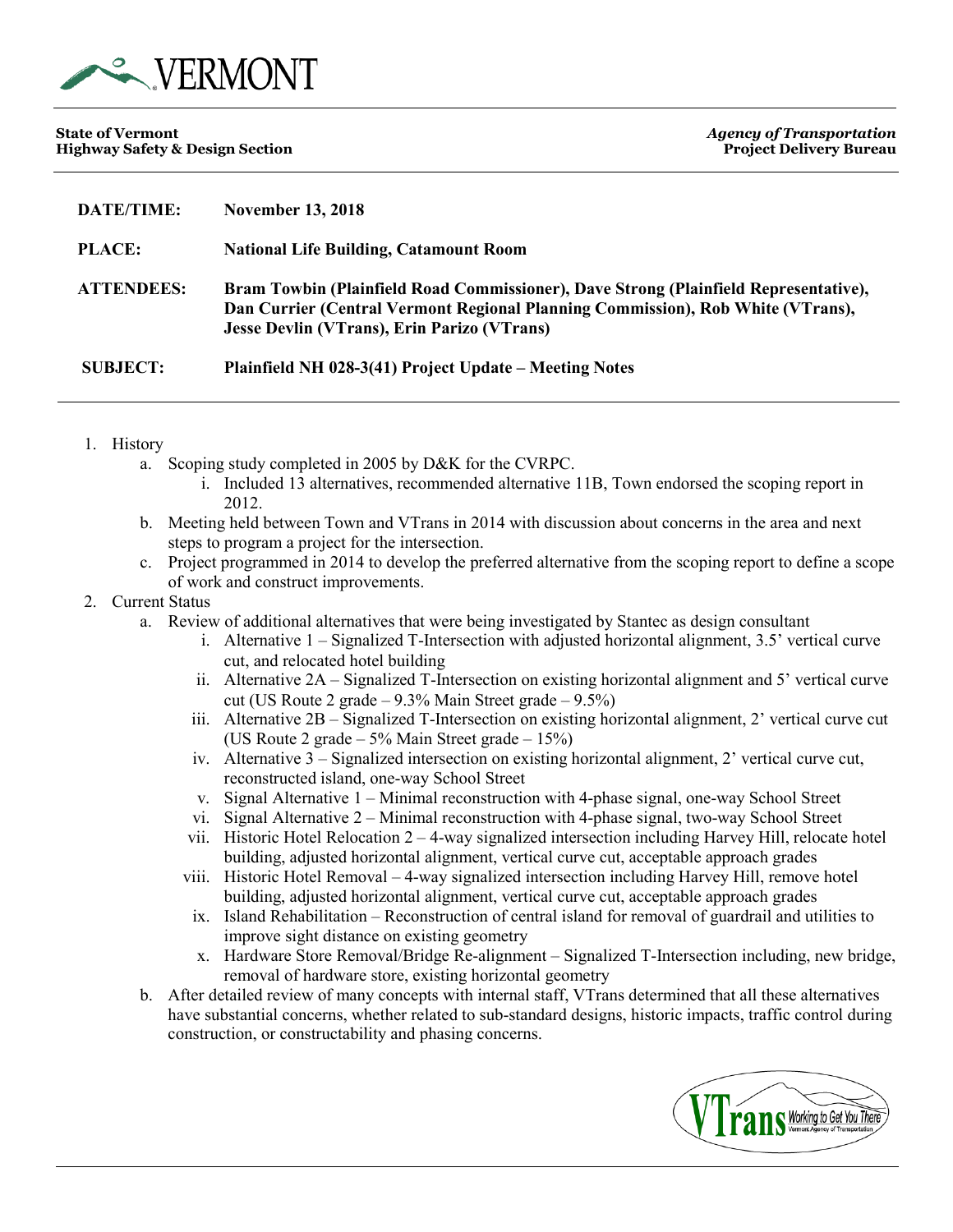**State of Vermont**
**Highway Safety & Design Section**

***Agency of Transportation***
**Project Delivery Bureau**

| | |
|---|---|
| **DATE/TIME:** | **November 13, 2018** |
| **PLACE:** | **National Life Building, Catamount Room** |
| **ATTENDEES:** | **Bram Towbin (Plainfield Road Commissioner), Dave Strong (Plainfield Representative), Dan Currier (Central Vermont Regional Planning Commission), Rob White (VTrans), Jesse Devlin (VTrans), Erin Parizo (VTrans)** |
| **SUBJECT:** | **Plainfield NH 028-3(41) Project Update – Meeting Notes** |

1. History
   a. Scoping study completed in 2005 by D&K for the CVRPC.
      i. Included 13 alternatives, recommended alternative 11B, Town endorsed the scoping report in 2012.
   b. Meeting held between Town and VTrans in 2014 with discussion about concerns in the area and next steps to program a project for the intersection.
   c. Project programmed in 2014 to develop the preferred alternative from the scoping report to define a scope of work and construct improvements.
2. Current Status
   a. Review of additional alternatives that were being investigated by Stantec as design consultant
      i. Alternative 1 – Signalized T-Intersection with adjusted horizontal alignment, 3.5' vertical curve cut, and relocated hotel building
      ii. Alternative 2A – Signalized T-Intersection on existing horizontal alignment and 5' vertical curve cut (US Route 2 grade – 9.3% Main Street grade – 9.5%)
      iii. Alternative 2B – Signalized T-Intersection on existing horizontal alignment, 2' vertical curve cut (US Route 2 grade – 5% Main Street grade – 15%)
      iv. Alternative 3 – Signalized intersection on existing horizontal alignment, 2' vertical curve cut, reconstructed island, one-way School Street
      v. Signal Alternative 1 – Minimal reconstruction with 4-phase signal, one-way School Street
      vi. Signal Alternative 2 – Minimal reconstruction with 4-phase signal, two-way School Street
      vii. Historic Hotel Relocation 2 – 4-way signalized intersection including Harvey Hill, relocate hotel building, adjusted horizontal alignment, vertical curve cut, acceptable approach grades
      viii. Historic Hotel Removal – 4-way signalized intersection including Harvey Hill, remove hotel building, adjusted horizontal alignment, vertical curve cut, acceptable approach grades
      ix. Island Rehabilitation – Reconstruction of central island for removal of guardrail and utilities to improve sight distance on existing geometry
      x. Hardware Store Removal/Bridge Re-alignment – Signalized T-Intersection including, new bridge, removal of hardware store, existing horizontal geometry
   b. After detailed review of many concepts with internal staff, VTrans determined that all these alternatives have substantial concerns, whether related to sub-standard designs, historic impacts, traffic control during construction, or constructability and phasing concerns.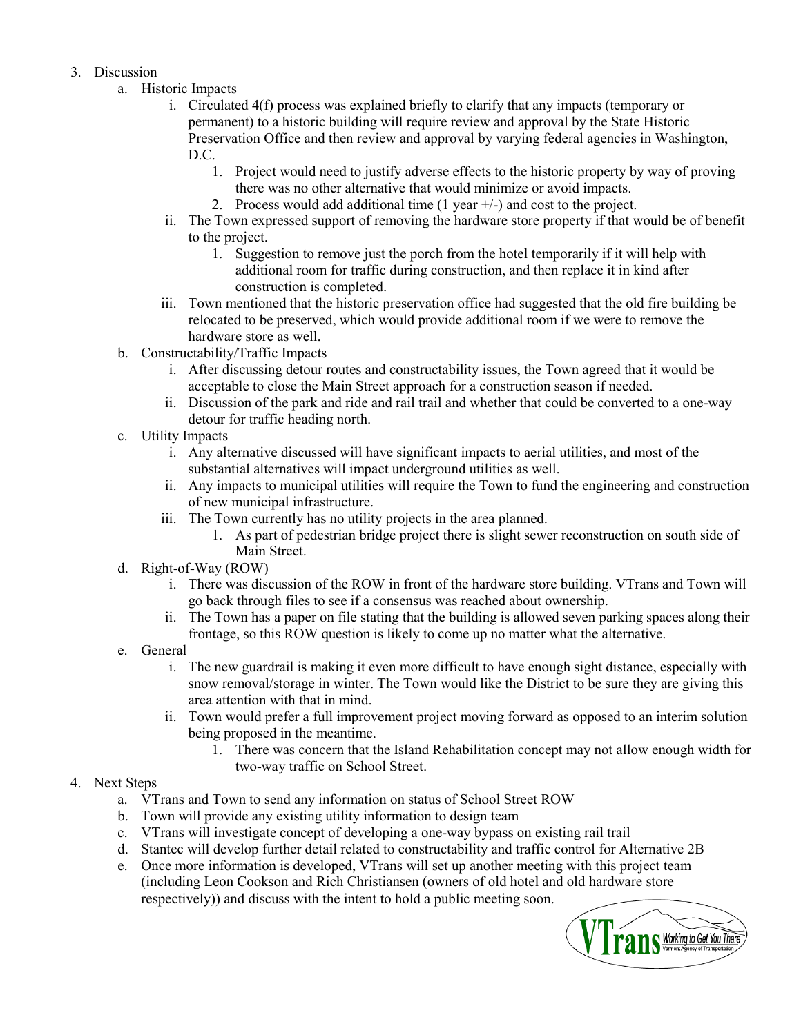3. Discussion
   a. Historic Impacts
      i. Circulated 4(f) process was explained briefly to clarify that any impacts (temporary or permanent) to a historic building will require review and approval by the State Historic Preservation Office and then review and approval by varying federal agencies in Washington, D.C.
         1. Project would need to justify adverse effects to the historic property by way of proving there was no other alternative that would minimize or avoid impacts.
         2. Process would add additional time (1 year +/-) and cost to the project.
      ii. The Town expressed support of removing the hardware store property if that would be of benefit to the project.
         1. Suggestion to remove just the porch from the hotel temporarily if it will help with additional room for traffic during construction, and then replace it in kind after construction is completed.
      iii. Town mentioned that the historic preservation office had suggested that the old fire building be relocated to be preserved, which would provide additional room if we were to remove the hardware store as well.
   b. Constructability/Traffic Impacts
      i. After discussing detour routes and constructability issues, the Town agreed that it would be acceptable to close the Main Street approach for a construction season if needed.
      ii. Discussion of the park and ride and rail trail and whether that could be converted to a one-way detour for traffic heading north.
   c. Utility Impacts
      i. Any alternative discussed will have significant impacts to aerial utilities, and most of the substantial alternatives will impact underground utilities as well.
      ii. Any impacts to municipal utilities will require the Town to fund the engineering and construction of new municipal infrastructure.
      iii. The Town currently has no utility projects in the area planned.
         1. As part of pedestrian bridge project there is slight sewer reconstruction on south side of Main Street.
   d. Right-of-Way (ROW)
      i. There was discussion of the ROW in front of the hardware store building. VTrans and Town will go back through files to see if a consensus was reached about ownership.
      ii. The Town has a paper on file stating that the building is allowed seven parking spaces along their frontage, so this ROW question is likely to come up no matter what the alternative.
   e. General
      i. The new guardrail is making it even more difficult to have enough sight distance, especially with snow removal/storage in winter. The Town would like the District to be sure they are giving this area attention with that in mind.
      ii. Town would prefer a full improvement project moving forward as opposed to an interim solution being proposed in the meantime.
         1. There was concern that the Island Rehabilitation concept may not allow enough width for two-way traffic on School Street.
4. Next Steps
   a. VTrans and Town to send any information on status of School Street ROW
   b. Town will provide any existing utility information to design team
   c. VTrans will investigate concept of developing a one-way bypass on existing rail trail
   d. Stantec will develop further detail related to constructability and traffic control for Alternative 2B
   e. Once more information is developed, VTrans will set up another meeting with this project team (including Leon Cookson and Rich Christiansen (owners of old hotel and old hardware store respectively)) and discuss with the intent to hold a public meeting soon.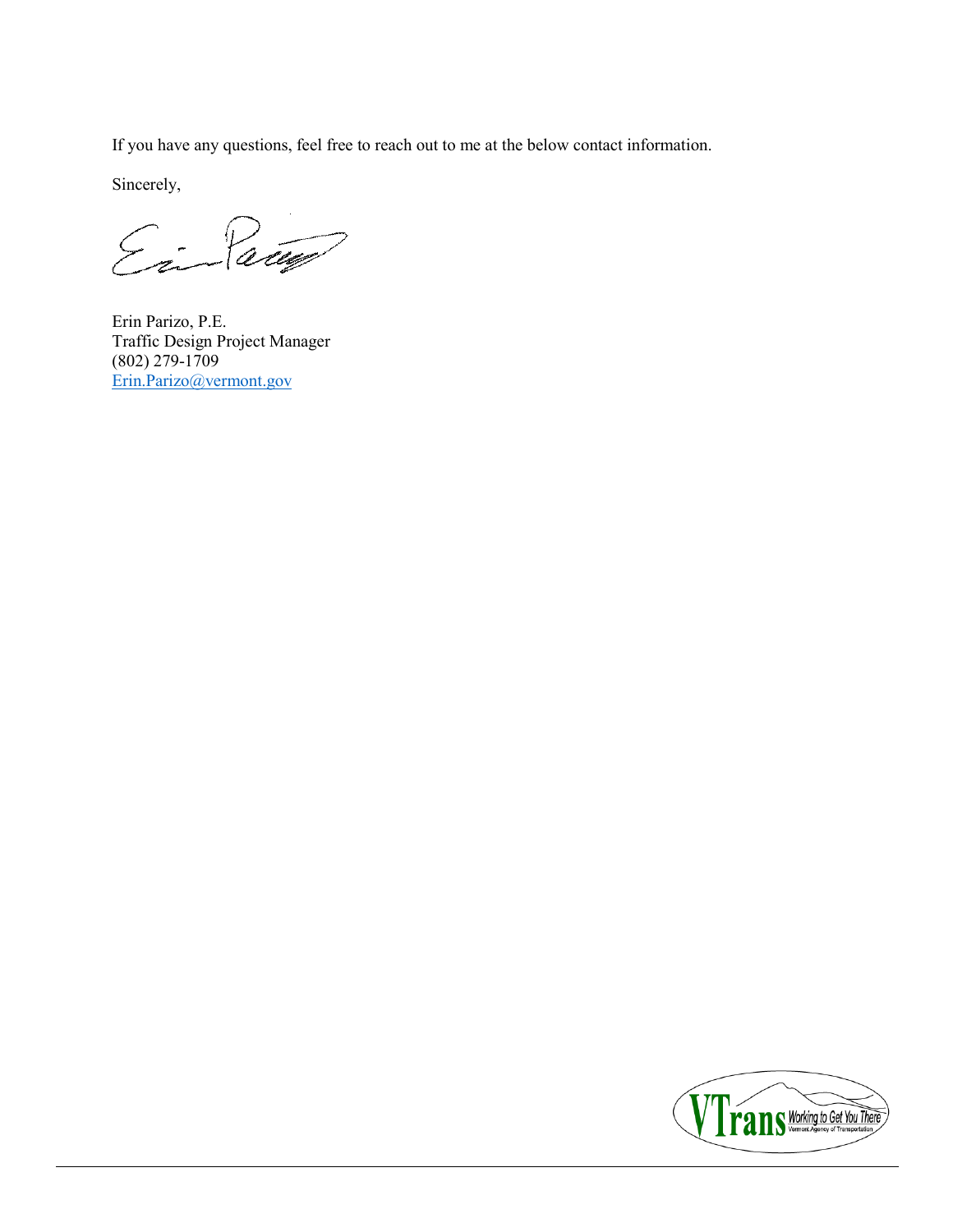If you have any questions, feel free to reach out to me at the below contact information.

Sincerely,

Erin Parizo, P.E.
Traffic Design Project Manager
(802) 279-1709
Erin.Parizo@vermont.gov